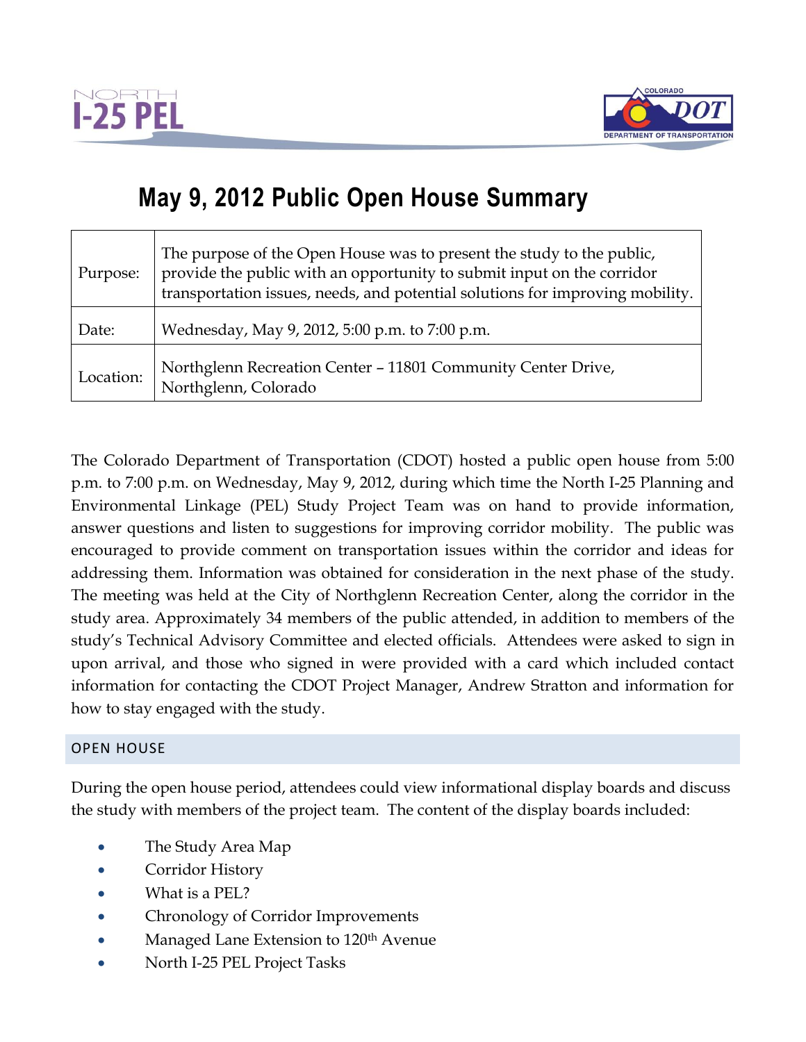# May 9, 2012 Public Open House Summary

| Purpose: | The purpose of the Open House was to present the study to the public, provide the public with an opportunity to submit input on the corridor transportation issues, needs, and potential solutions for improving mobility. |
|---|---|
| Date: | Wednesday, May 9, 2012, 5:00 p.m. to 7:00 p.m. |
| Location: | Northglenn Recreation Center – 11801 Community Center Drive, Northglenn, Colorado |

The Colorado Department of Transportation (CDOT) hosted a public open house from 5:00 p.m. to 7:00 p.m. on Wednesday, May 9, 2012, during which time the North I-25 Planning and Environmental Linkage (PEL) Study Project Team was on hand to provide information, answer questions and listen to suggestions for improving corridor mobility. The public was encouraged to provide comment on transportation issues within the corridor and ideas for addressing them. Information was obtained for consideration in the next phase of the study. The meeting was held at the City of Northglenn Recreation Center, along the corridor in the study area. Approximately 34 members of the public attended, in addition to members of the study's Technical Advisory Committee and elected officials. Attendees were asked to sign in upon arrival, and those who signed in were provided with a card which included contact information for contacting the CDOT Project Manager, Andrew Stratton and information for how to stay engaged with the study.

## OPEN HOUSE

During the open house period, attendees could view informational display boards and discuss the study with members of the project team. The content of the display boards included:

- The Study Area Map
- Corridor History
- What is a PEL?
- Chronology of Corridor Improvements
- Managed Lane Extension to 120th Avenue
- North I-25 PEL Project Tasks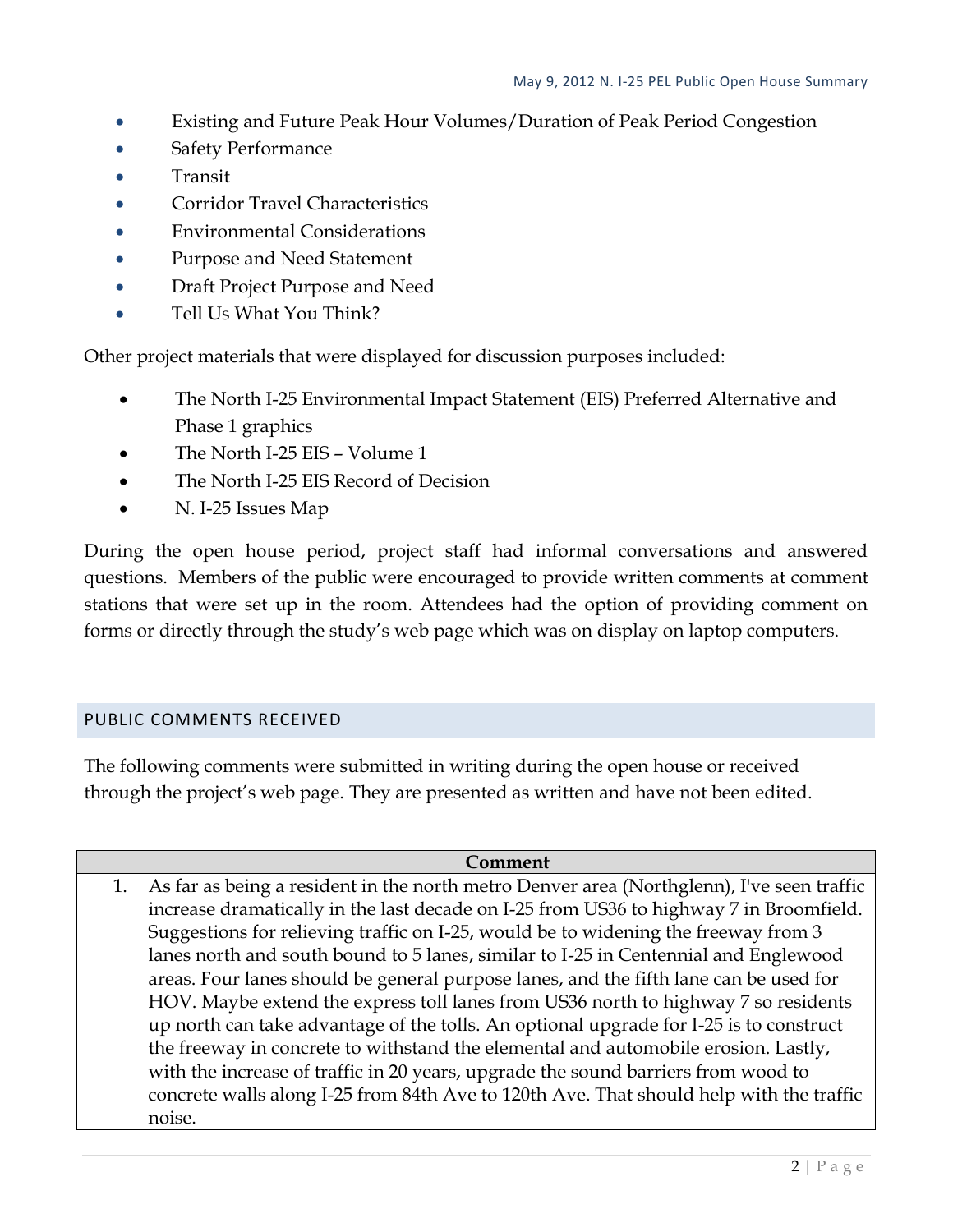- Existing and Future Peak Hour Volumes/Duration of Peak Period Congestion
- Safety Performance
- Transit
- Corridor Travel Characteristics
- Environmental Considerations
- Purpose and Need Statement
- Draft Project Purpose and Need
- Tell Us What You Think?

Other project materials that were displayed for discussion purposes included:

- The North I-25 Environmental Impact Statement (EIS) Preferred Alternative and Phase 1 graphics
- The North I-25 EIS – Volume 1
- The North I-25 EIS Record of Decision
- N. I-25 Issues Map

During the open house period, project staff had informal conversations and answered questions. Members of the public were encouraged to provide written comments at comment stations that were set up in the room. Attendees had the option of providing comment on forms or directly through the study's web page which was on display on laptop computers.

## PUBLIC COMMENTS RECEIVED

The following comments were submitted in writing during the open house or received through the project's web page. They are presented as written and have not been edited.

| | Comment |
|---|---|
| 1. | As far as being a resident in the north metro Denver area (Northglenn), I've seen traffic increase dramatically in the last decade on I-25 from US36 to highway 7 in Broomfield. Suggestions for relieving traffic on I-25, would be to widening the freeway from 3 lanes north and south bound to 5 lanes, similar to I-25 in Centennial and Englewood areas. Four lanes should be general purpose lanes, and the fifth lane can be used for HOV. Maybe extend the express toll lanes from US36 north to highway 7 so residents up north can take advantage of the tolls. An optional upgrade for I-25 is to construct the freeway in concrete to withstand the elemental and automobile erosion. Lastly, with the increase of traffic in 20 years, upgrade the sound barriers from wood to concrete walls along I-25 from 84th Ave to 120th Ave. That should help with the traffic noise. |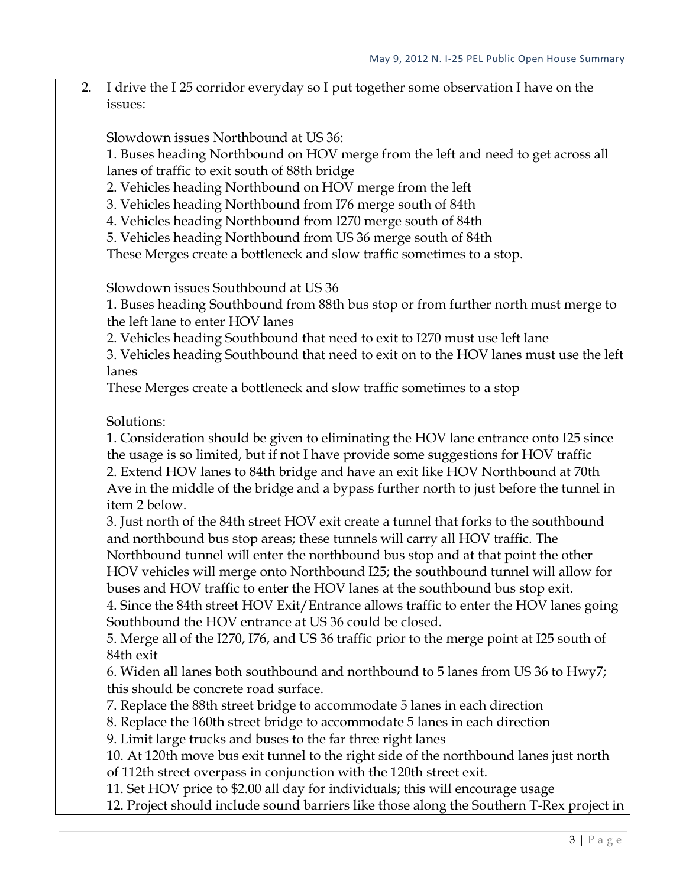| | |
|---|---|
| 2. | I drive the I 25 corridor everyday so I put together some observation I have on the issues:<br><br>Slowdown issues Northbound at US 36:<br>1. Buses heading Northbound on HOV merge from the left and need to get across all lanes of traffic to exit south of 88th bridge<br>2. Vehicles heading Northbound on HOV merge from the left<br>3. Vehicles heading Northbound from I76 merge south of 84th<br>4. Vehicles heading Northbound from I270 merge south of 84th<br>5. Vehicles heading Northbound from US 36 merge south of 84th<br>These Merges create a bottleneck and slow traffic sometimes to a stop.<br><br>Slowdown issues Southbound at US 36<br>1. Buses heading Southbound from 88th bus stop or from further north must merge to the left lane to enter HOV lanes<br>2. Vehicles heading Southbound that need to exit to I270 must use left lane<br>3. Vehicles heading Southbound that need to exit on to the HOV lanes must use the left lanes<br>These Merges create a bottleneck and slow traffic sometimes to a stop<br><br>Solutions:<br>1. Consideration should be given to eliminating the HOV lane entrance onto I25 since the usage is so limited, but if not I have provide some suggestions for HOV traffic<br>2. Extend HOV lanes to 84th bridge and have an exit like HOV Northbound at 70th Ave in the middle of the bridge and a bypass further north to just before the tunnel in item 2 below.<br>3. Just north of the 84th street HOV exit create a tunnel that forks to the southbound and northbound bus stop areas; these tunnels will carry all HOV traffic. The Northbound tunnel will enter the northbound bus stop and at that point the other HOV vehicles will merge onto Northbound I25; the southbound tunnel will allow for buses and HOV traffic to enter the HOV lanes at the southbound bus stop exit.<br>4. Since the 84th street HOV Exit/Entrance allows traffic to enter the HOV lanes going Southbound the HOV entrance at US 36 could be closed.<br>5. Merge all of the I270, I76, and US 36 traffic prior to the merge point at I25 south of 84th exit<br>6. Widen all lanes both southbound and northbound to 5 lanes from US 36 to Hwy7; this should be concrete road surface.<br>7. Replace the 88th street bridge to accommodate 5 lanes in each direction<br>8. Replace the 160th street bridge to accommodate 5 lanes in each direction<br>9. Limit large trucks and buses to the far three right lanes<br>10. At 120th move bus exit tunnel to the right side of the northbound lanes just north of 112th street overpass in conjunction with the 120th street exit.<br>11. Set HOV price to $2.00 all day for individuals; this will encourage usage<br>12. Project should include sound barriers like those along the Southern T-Rex project in |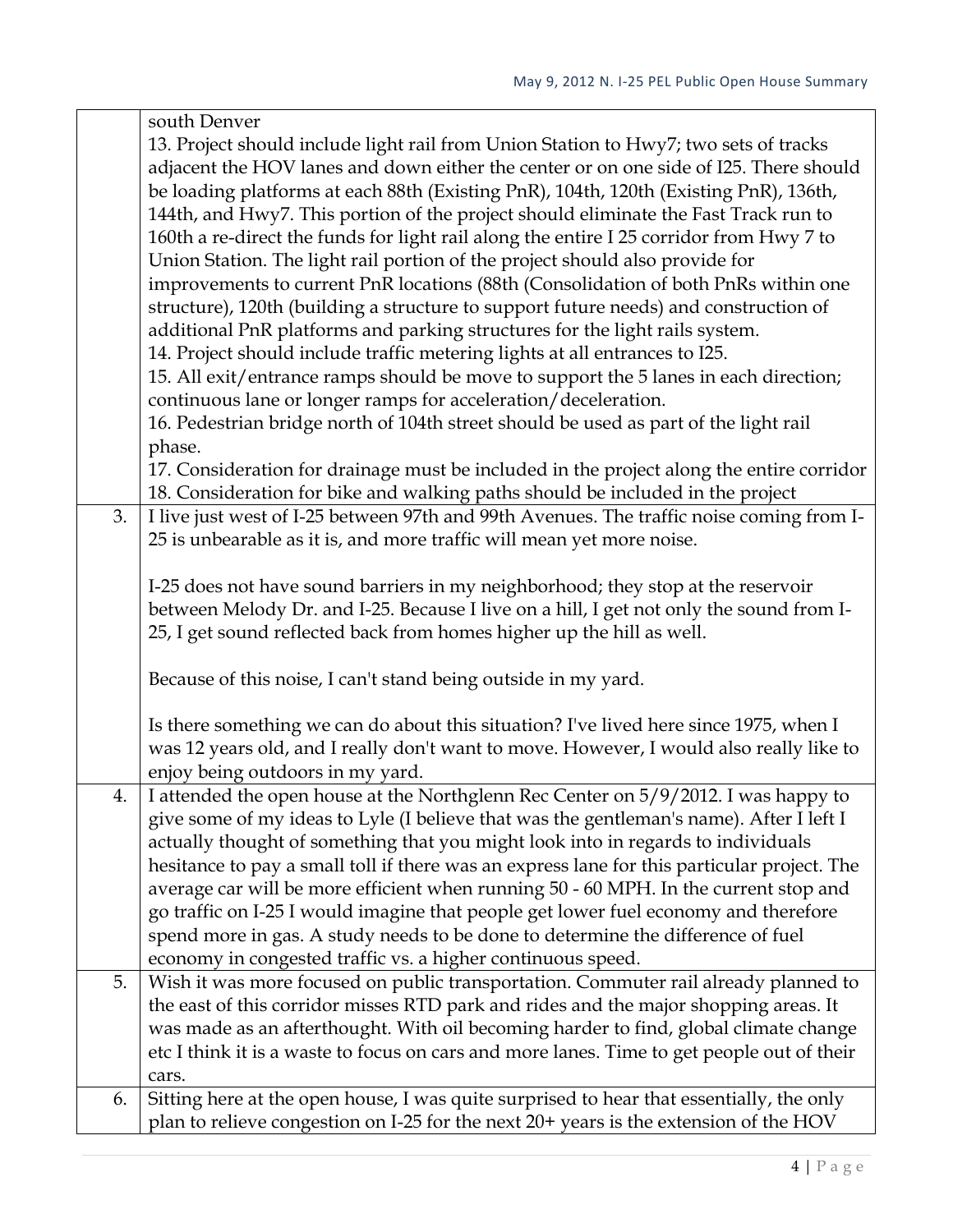| | |
|---|---|
| | south Denver<br>13. Project should include light rail from Union Station to Hwy7; two sets of tracks adjacent the HOV lanes and down either the center or on one side of I25. There should be loading platforms at each 88th (Existing PnR), 104th, 120th (Existing PnR), 136th, 144th, and Hwy7. This portion of the project should eliminate the Fast Track run to 160th a re-direct the funds for light rail along the entire I 25 corridor from Hwy 7 to Union Station. The light rail portion of the project should also provide for improvements to current PnR locations (88th (Consolidation of both PnRs within one structure), 120th (building a structure to support future needs) and construction of additional PnR platforms and parking structures for the light rails system.<br>14. Project should include traffic metering lights at all entrances to I25.<br>15. All exit/entrance ramps should be move to support the 5 lanes in each direction; continuous lane or longer ramps for acceleration/deceleration.<br>16. Pedestrian bridge north of 104th street should be used as part of the light rail phase.<br>17. Consideration for drainage must be included in the project along the entire corridor<br>18. Consideration for bike and walking paths should be included in the project |
| 3. | I live just west of I-25 between 97th and 99th Avenues. The traffic noise coming from I-25 is unbearable as it is, and more traffic will mean yet more noise.<br><br>I-25 does not have sound barriers in my neighborhood; they stop at the reservoir between Melody Dr. and I-25. Because I live on a hill, I get not only the sound from I-25, I get sound reflected back from homes higher up the hill as well.<br><br>Because of this noise, I can't stand being outside in my yard.<br><br>Is there something we can do about this situation? I've lived here since 1975, when I was 12 years old, and I really don't want to move. However, I would also really like to enjoy being outdoors in my yard. |
| 4. | I attended the open house at the Northglenn Rec Center on 5/9/2012. I was happy to give some of my ideas to Lyle (I believe that was the gentleman's name). After I left I actually thought of something that you might look into in regards to individuals hesitance to pay a small toll if there was an express lane for this particular project. The average car will be more efficient when running 50 - 60 MPH. In the current stop and go traffic on I-25 I would imagine that people get lower fuel economy and therefore spend more in gas. A study needs to be done to determine the difference of fuel economy in congested traffic vs. a higher continuous speed. |
| 5. | Wish it was more focused on public transportation. Commuter rail already planned to the east of this corridor misses RTD park and rides and the major shopping areas. It was made as an afterthought. With oil becoming harder to find, global climate change etc I think it is a waste to focus on cars and more lanes. Time to get people out of their cars. |
| 6. | Sitting here at the open house, I was quite surprised to hear that essentially, the only plan to relieve congestion on I-25 for the next 20+ years is the extension of the HOV |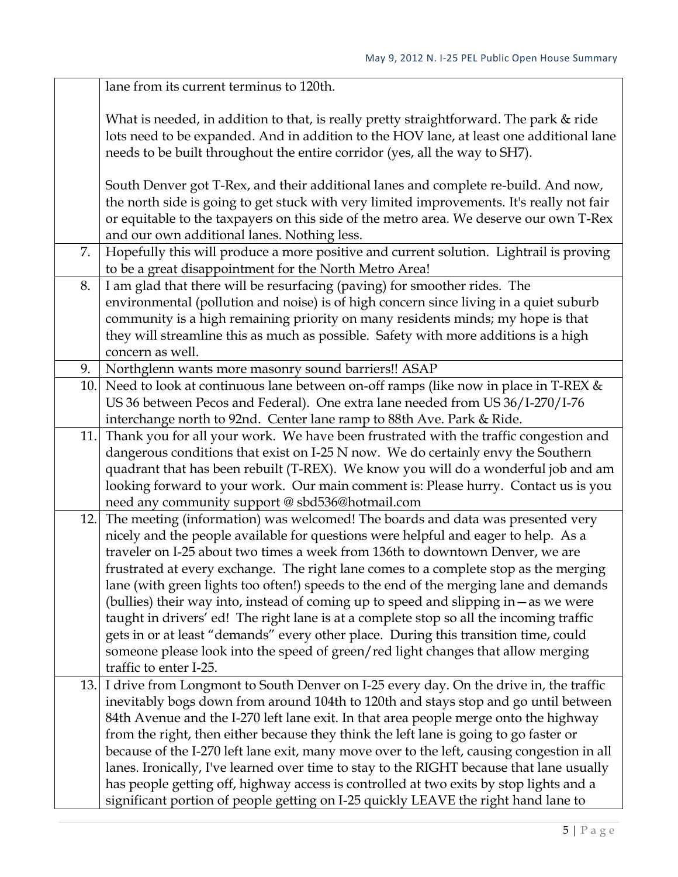| | |
|---|---|
| | lane from its current terminus to 120th.<br><br>What is needed, in addition to that, is really pretty straightforward. The park & ride lots need to be expanded. And in addition to the HOV lane, at least one additional lane needs to be built throughout the entire corridor (yes, all the way to SH7).<br><br>South Denver got T-Rex, and their additional lanes and complete re-build. And now, the north side is going to get stuck with very limited improvements. It's really not fair or equitable to the taxpayers on this side of the metro area. We deserve our own T-Rex and our own additional lanes. Nothing less. |
| 7. | Hopefully this will produce a more positive and current solution. Lightrail is proving to be a great disappointment for the North Metro Area! |
| 8. | I am glad that there will be resurfacing (paving) for smoother rides. The environmental (pollution and noise) is of high concern since living in a quiet suburb community is a high remaining priority on many residents minds; my hope is that they will streamline this as much as possible. Safety with more additions is a high concern as well. |
| 9. | Northglenn wants more masonry sound barriers!! ASAP |
| 10. | Need to look at continuous lane between on-off ramps (like now in place in T-REX & US 36 between Pecos and Federal). One extra lane needed from US 36/I-270/I-76 interchange north to 92nd. Center lane ramp to 88th Ave. Park & Ride. |
| 11. | Thank you for all your work. We have been frustrated with the traffic congestion and dangerous conditions that exist on I-25 N now. We do certainly envy the Southern quadrant that has been rebuilt (T-REX). We know you will do a wonderful job and am looking forward to your work. Our main comment is: Please hurry. Contact us is you need any community support @ sbd536@hotmail.com |
| 12. | The meeting (information) was welcomed! The boards and data was presented very nicely and the people available for questions were helpful and eager to help. As a traveler on I-25 about two times a week from 136th to downtown Denver, we are frustrated at every exchange. The right lane comes to a complete stop as the merging lane (with green lights too often!) speeds to the end of the merging lane and demands (bullies) their way into, instead of coming up to speed and slipping in—as we were taught in drivers' ed! The right lane is at a complete stop so all the incoming traffic gets in or at least "demands" every other place. During this transition time, could someone please look into the speed of green/red light changes that allow merging traffic to enter I-25. |
| 13. | I drive from Longmont to South Denver on I-25 every day. On the drive in, the traffic inevitably bogs down from around 104th to 120th and stays stop and go until between 84th Avenue and the I-270 left lane exit. In that area people merge onto the highway from the right, then either because they think the left lane is going to go faster or because of the I-270 left lane exit, many move over to the left, causing congestion in all lanes. Ironically, I've learned over time to stay to the RIGHT because that lane usually has people getting off, highway access is controlled at two exits by stop lights and a significant portion of people getting on I-25 quickly LEAVE the right hand lane to |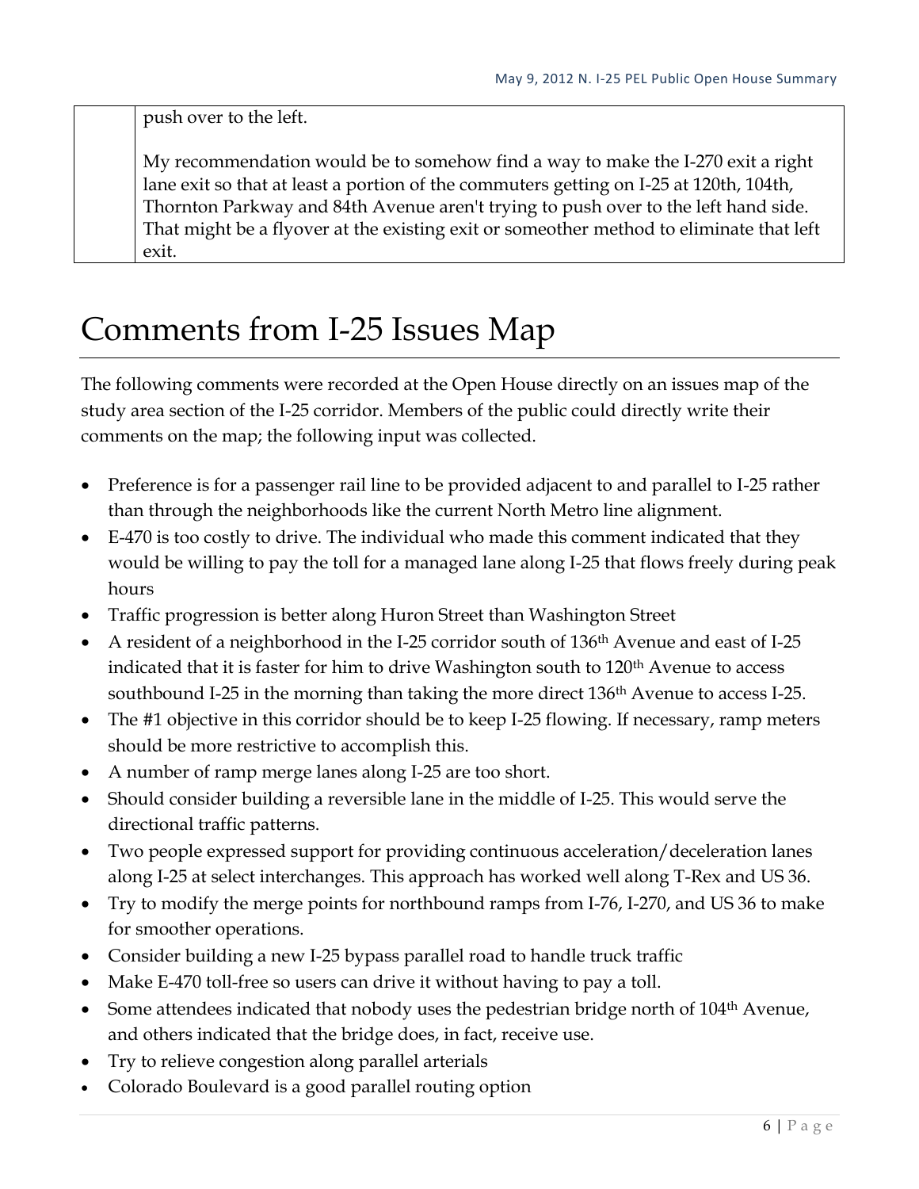| | |
|---|---|
| | push over to the left.<br><br>My recommendation would be to somehow find a way to make the I-270 exit a right lane exit so that at least a portion of the commuters getting on I-25 at 120th, 104th, Thornton Parkway and 84th Avenue aren't trying to push over to the left hand side. That might be a flyover at the existing exit or someother method to eliminate that left exit. |

# Comments from I-25 Issues Map

The following comments were recorded at the Open House directly on an issues map of the study area section of the I-25 corridor. Members of the public could directly write their comments on the map; the following input was collected.

- Preference is for a passenger rail line to be provided adjacent to and parallel to I-25 rather than through the neighborhoods like the current North Metro line alignment.
- E-470 is too costly to drive. The individual who made this comment indicated that they would be willing to pay the toll for a managed lane along I-25 that flows freely during peak hours
- Traffic progression is better along Huron Street than Washington Street
- A resident of a neighborhood in the I-25 corridor south of 136th Avenue and east of I-25 indicated that it is faster for him to drive Washington south to 120th Avenue to access southbound I-25 in the morning than taking the more direct 136th Avenue to access I-25.
- The #1 objective in this corridor should be to keep I-25 flowing. If necessary, ramp meters should be more restrictive to accomplish this.
- A number of ramp merge lanes along I-25 are too short.
- Should consider building a reversible lane in the middle of I-25. This would serve the directional traffic patterns.
- Two people expressed support for providing continuous acceleration/deceleration lanes along I-25 at select interchanges. This approach has worked well along T-Rex and US 36.
- Try to modify the merge points for northbound ramps from I-76, I-270, and US 36 to make for smoother operations.
- Consider building a new I-25 bypass parallel road to handle truck traffic
- Make E-470 toll-free so users can drive it without having to pay a toll.
- Some attendees indicated that nobody uses the pedestrian bridge north of 104th Avenue, and others indicated that the bridge does, in fact, receive use.
- Try to relieve congestion along parallel arterials
- Colorado Boulevard is a good parallel routing option